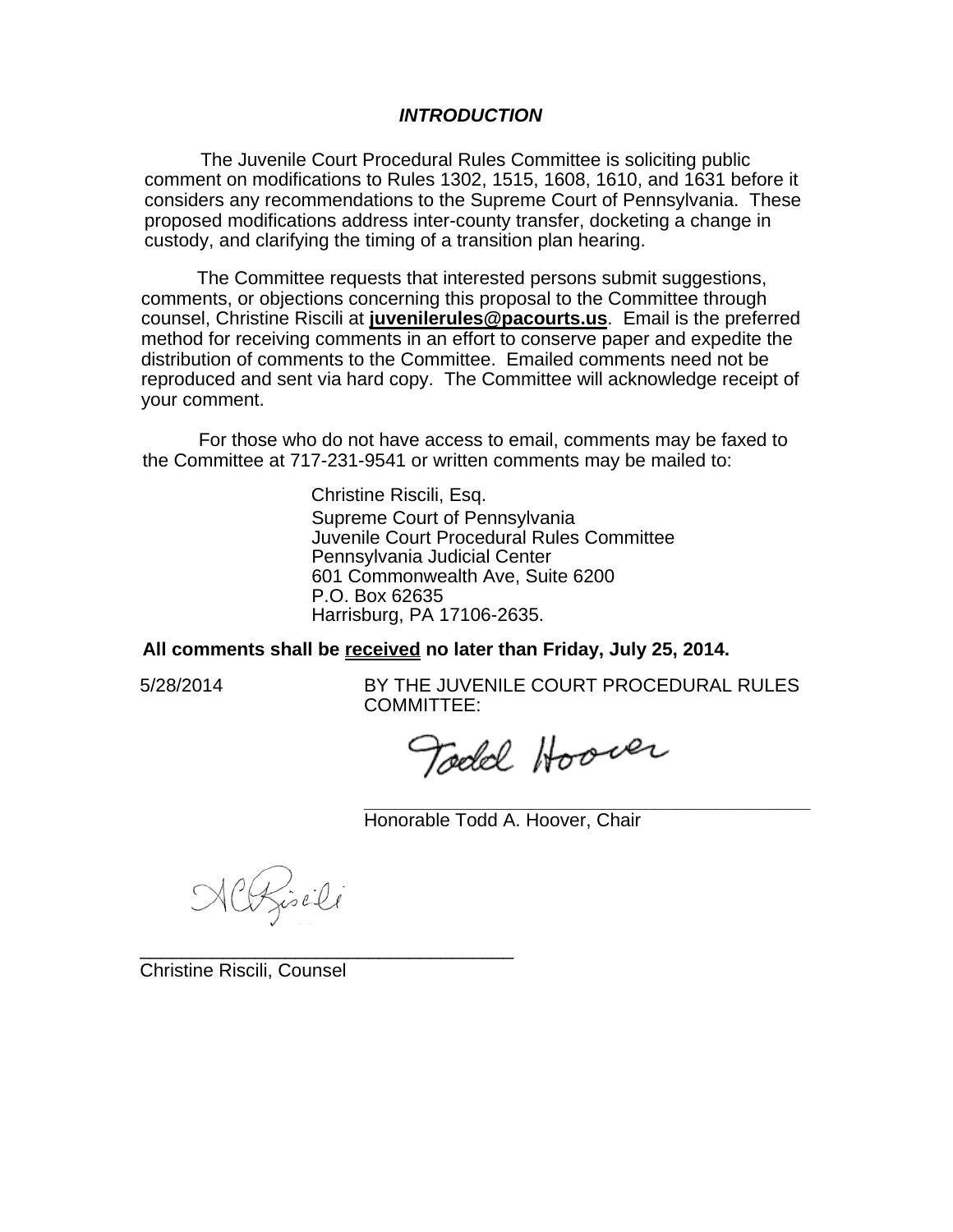## ***INTRODUCTION***

The Juvenile Court Procedural Rules Committee is soliciting public comment on modifications to Rules 1302, 1515, 1608, 1610, and 1631 before it considers any recommendations to the Supreme Court of Pennsylvania. These proposed modifications address inter-county transfer, docketing a change in custody, and clarifying the timing of a transition plan hearing.

The Committee requests that interested persons submit suggestions, comments, or objections concerning this proposal to the Committee through counsel, Christine Riscili at **juvenilerules@pacourts.us**. Email is the preferred method for receiving comments in an effort to conserve paper and expedite the distribution of comments to the Committee. Emailed comments need not be reproduced and sent via hard copy. The Committee will acknowledge receipt of your comment.

For those who do not have access to email, comments may be faxed to the Committee at 717-231-9541 or written comments may be mailed to:

Christine Riscili, Esq.
Supreme Court of Pennsylvania
Juvenile Court Procedural Rules Committee
Pennsylvania Judicial Center
601 Commonwealth Ave, Suite 6200
P.O. Box 62635
Harrisburg, PA 17106-2635.

**All comments shall be received no later than Friday, July 25, 2014.**

5/28/2014

BY THE JUVENILE COURT PROCEDURAL RULES COMMITTEE:

Todd Hoover

\_\_\_\_\_\_\_\_\_\_\_\_\_\_\_\_\_\_\_\_\_\_\_\_\_\_\_\_\_\_\_\_\_\_\_\_\_\_\_\_
Honorable Todd A. Hoover, Chair

ACRiscili

\_\_\_\_\_\_\_\_\_\_\_\_\_\_\_\_\_\_\_\_\_\_\_\_\_\_\_\_\_\_\_\_\_\_\_\_
Christine Riscili, Counsel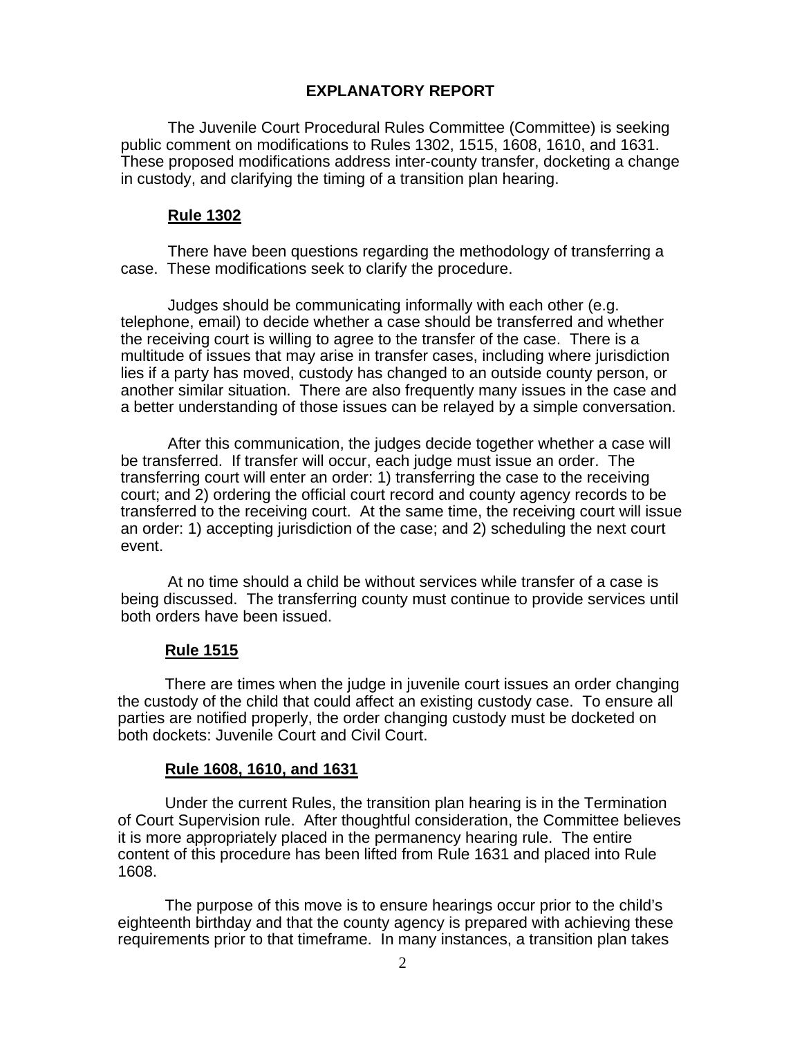## EXPLANATORY REPORT

The Juvenile Court Procedural Rules Committee (Committee) is seeking public comment on modifications to Rules 1302, 1515, 1608, 1610, and 1631. These proposed modifications address inter-county transfer, docketing a change in custody, and clarifying the timing of a transition plan hearing.

### Rule 1302

There have been questions regarding the methodology of transferring a case. These modifications seek to clarify the procedure.

Judges should be communicating informally with each other (e.g. telephone, email) to decide whether a case should be transferred and whether the receiving court is willing to agree to the transfer of the case. There is a multitude of issues that may arise in transfer cases, including where jurisdiction lies if a party has moved, custody has changed to an outside county person, or another similar situation. There are also frequently many issues in the case and a better understanding of those issues can be relayed by a simple conversation.

After this communication, the judges decide together whether a case will be transferred. If transfer will occur, each judge must issue an order. The transferring court will enter an order: 1) transferring the case to the receiving court; and 2) ordering the official court record and county agency records to be transferred to the receiving court. At the same time, the receiving court will issue an order: 1) accepting jurisdiction of the case; and 2) scheduling the next court event.

At no time should a child be without services while transfer of a case is being discussed. The transferring county must continue to provide services until both orders have been issued.

### Rule 1515

There are times when the judge in juvenile court issues an order changing the custody of the child that could affect an existing custody case. To ensure all parties are notified properly, the order changing custody must be docketed on both dockets: Juvenile Court and Civil Court.

### Rule 1608, 1610, and 1631

Under the current Rules, the transition plan hearing is in the Termination of Court Supervision rule. After thoughtful consideration, the Committee believes it is more appropriately placed in the permanency hearing rule. The entire content of this procedure has been lifted from Rule 1631 and placed into Rule 1608.

The purpose of this move is to ensure hearings occur prior to the child's eighteenth birthday and that the county agency is prepared with achieving these requirements prior to that timeframe. In many instances, a transition plan takes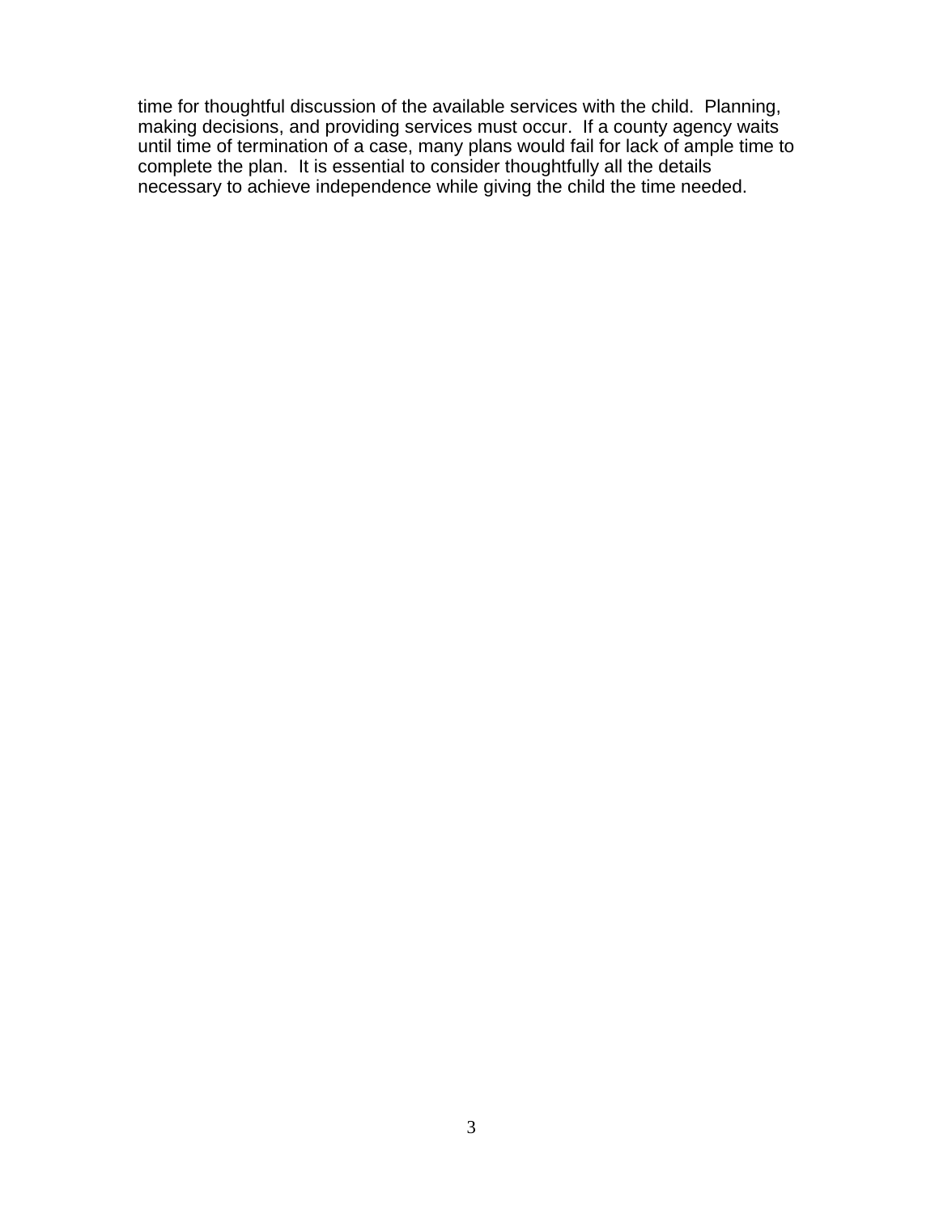time for thoughtful discussion of the available services with the child. Planning, making decisions, and providing services must occur. If a county agency waits until time of termination of a case, many plans would fail for lack of ample time to complete the plan. It is essential to consider thoughtfully all the details necessary to achieve independence while giving the child the time needed.